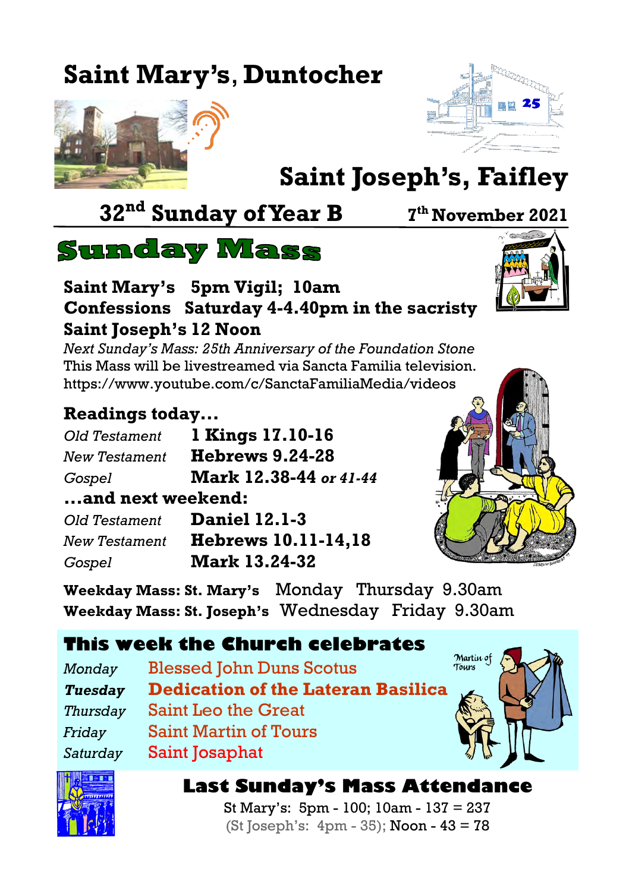# Saint Mary's, Duntocher

# Saint Joseph's, Faifley

**32nd Sunday of Year B** — **7th November 2021**

## Sunday Mass

**Saint Mary's 5pm Vigil; 10am**
**Confessions Saturday 4-4.40pm in the sacristy**
**Saint Joseph's 12 Noon**

*Next Sunday's Mass: 25th Anniversary of the Foundation Stone*
This Mass will be livestreamed via Sancta Familia television.
https://www.youtube.com/c/SanctaFamiliaMedia/videos

### Readings today...

| | |
|---|---|
| *Old Testament* | **1 Kings 17.10-16** |
| *New Testament* | **Hebrews 9.24-28** |
| *Gospel* | **Mark 12.38-44** ***or 41-44*** |

### ...and next weekend:

| | |
|---|---|
| *Old Testament* | **Daniel 12.1-3** |
| *New Testament* | **Hebrews 10.11-14,18** |
| *Gospel* | **Mark 13.24-32** |

**Weekday Mass: St. Mary's** Monday Thursday 9.30am
**Weekday Mass: St. Joseph's** Wednesday Friday 9.30am

## This week the Church celebrates

| | |
|---|---|
| *Monday* | Blessed John Duns Scotus |
| ***Tuesday*** | **Dedication of the Lateran Basilica** |
| *Thursday* | Saint Leo the Great |
| *Friday* | Saint Martin of Tours |
| *Saturday* | Saint Josaphat |

## Last Sunday's Mass Attendance

St Mary's: 5pm - 100; 10am - 137 = 237
(St Joseph's: 4pm - 35); Noon - 43 = 78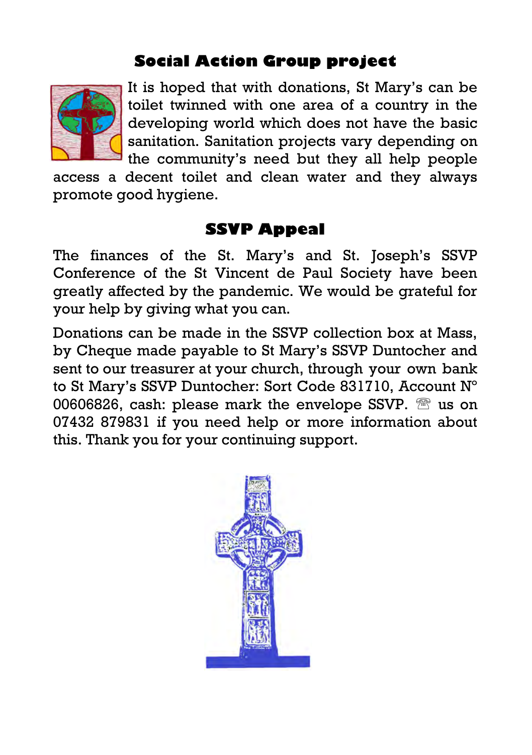## Social Action Group project

It is hoped that with donations, St Mary's can be toilet twinned with one area of a country in the developing world which does not have the basic sanitation. Sanitation projects vary depending on the community's need but they all help people access a decent toilet and clean water and they always promote good hygiene.

## SSVP Appeal

The finances of the St. Mary's and St. Joseph's SSVP Conference of the St Vincent de Paul Society have been greatly affected by the pandemic. We would be grateful for your help by giving what you can.

Donations can be made in the SSVP collection box at Mass, by Cheque made payable to St Mary's SSVP Duntocher and sent to our treasurer at your church, through your own bank to St Mary's SSVP Duntocher: Sort Code 831710, Account N° 00606826, cash: please mark the envelope SSVP. ☏ us on 07432 879831 if you need help or more information about this. Thank you for your continuing support.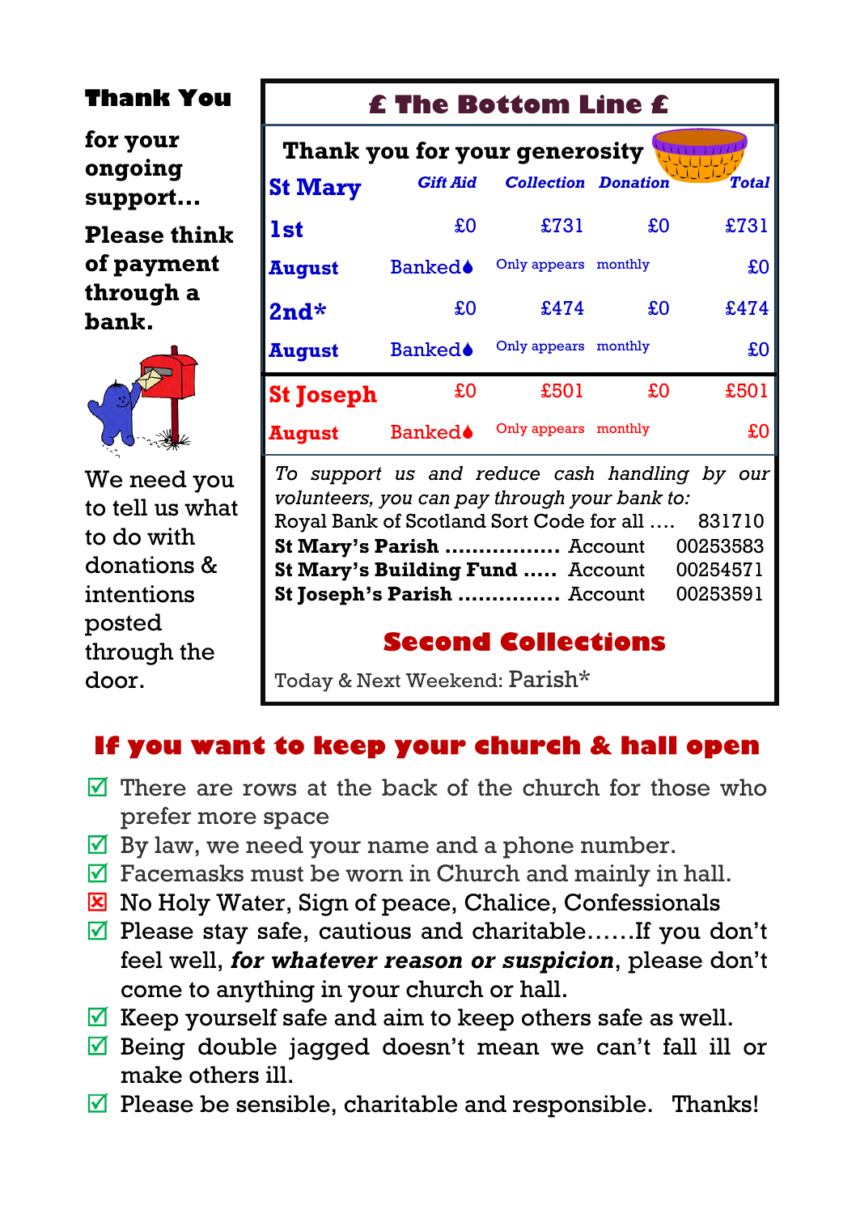**Thank You**

**for your ongoing support…**

**Please think of payment through a bank.**

We need you to tell us what to do with donations & intentions posted through the door.

## £ The Bottom Line £

**Thank you for your generosity**

| St Mary | Gift Aid | Collection | Donation | Total |
|---|---|---|---|---|
| **1st** | £0 | £731 | £0 | £731 |
| **August** | Banked | Only appears | monthly | £0 |
| **2nd*** | £0 | £474 | £0 | £474 |
| **August** | Banked | Only appears | monthly | £0 |
| **St Joseph** | £0 | £501 | £0 | £501 |
| **August** | Banked | Only appears | monthly | £0 |

*To support us and reduce cash handling by our volunteers, you can pay through your bank to:*

Royal Bank of Scotland Sort Code for all …. 831710
**St Mary's Parish** ................. Account 00253583
**St Mary's Building Fund** ..... Account 00254571
**St Joseph's Parish** ............... Account 00253591

### Second Collections

Today & Next Weekend: Parish*

## If you want to keep your church & hall open

- ☑ There are rows at the back of the church for those who prefer more space
- ☑ By law, we need your name and a phone number.
- ☑ Facemasks must be worn in Church and mainly in hall.
- ☒ No Holy Water, Sign of peace, Chalice, Confessionals
- ☑ Please stay safe, cautious and charitable……If you don't feel well, ***for whatever reason or suspicion***, please don't come to anything in your church or hall.
- ☑ Keep yourself safe and aim to keep others safe as well.
- ☑ Being double jagged doesn't mean we can't fall ill or make others ill.
- ☑ Please be sensible, charitable and responsible. Thanks!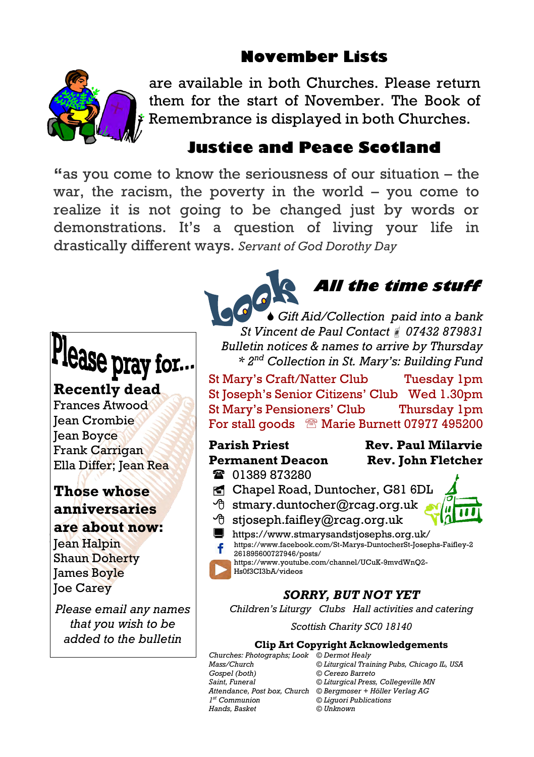## November Lists

are available in both Churches. Please return them for the start of November. The Book of Remembrance is displayed in both Churches.

## Justice and Peace Scotland

"as you come to know the seriousness of our situation – the war, the racism, the poverty in the world – you come to realize it is not going to be changed just by words or demonstrations. It's a question of living your life in drastically different ways. *Servant of God Dorothy Day*

## Please pray for...

**Recently dead**

Frances Atwood
Jean Crombie
Jean Boyce
Frank Carrigan
Ella Differ; Jean Rea

**Those whose anniversaries are about now:**

Jean Halpin
Shaun Doherty
James Boyle
Joe Carey

*Please email any names that you wish to be added to the bulletin*

## Look — All the time stuff

*Gift Aid/Collection paid into a bank*
*St Vincent de Paul Contact 07432 879831*
*Bulletin notices & names to arrive by Thursday*
*\* 2nd Collection in St. Mary's: Building Fund*

St Mary's Craft/Natter Club — Tuesday 1pm
St Joseph's Senior Citizens' Club — Wed 1.30pm
St Mary's Pensioners' Club — Thursday 1pm
For stall goods ☏ Marie Burnett 07977 495200

**Parish Priest** — **Rev. Paul Milarvie**
**Permanent Deacon** — **Rev. John Fletcher**

01389 873280
Chapel Road, Duntocher, G81 6DL
stmary.duntocher@rcag.org.uk
stjoseph.faifley@rcag.org.uk
https://www.stmarysandstjosephs.org.uk/
https://www.facebook.com/St-Marys-DuntocherSt-Josephs-Faifley-2261895600727946/posts/
https://www.youtube.com/channel/UCuK-9mvdWnQ2-Hs0f3CI3bA/videos

### *SORRY, BUT NOT YET*

*Children's Liturgy Clubs Hall activities and catering*

*Scottish Charity SC0 18140*

**Clip Art Copyright Acknowledgements**

| | |
|---|---|
| *Churches: Photographs; Look* | *© Dermot Healy* |
| *Mass/Church* | *© Liturgical Training Pubs, Chicago IL, USA* |
| *Gospel (both)* | *© Cerezo Barreto* |
| *Saint, Funeral* | *© Liturgical Press, Collegeville MN* |
| *Attendance, Post box, Church* | *© Bergmoser + Höller Verlag AG* |
| *1st Communion* | *© Liguori Publications* |
| *Hands, Basket* | *© Unknown* |